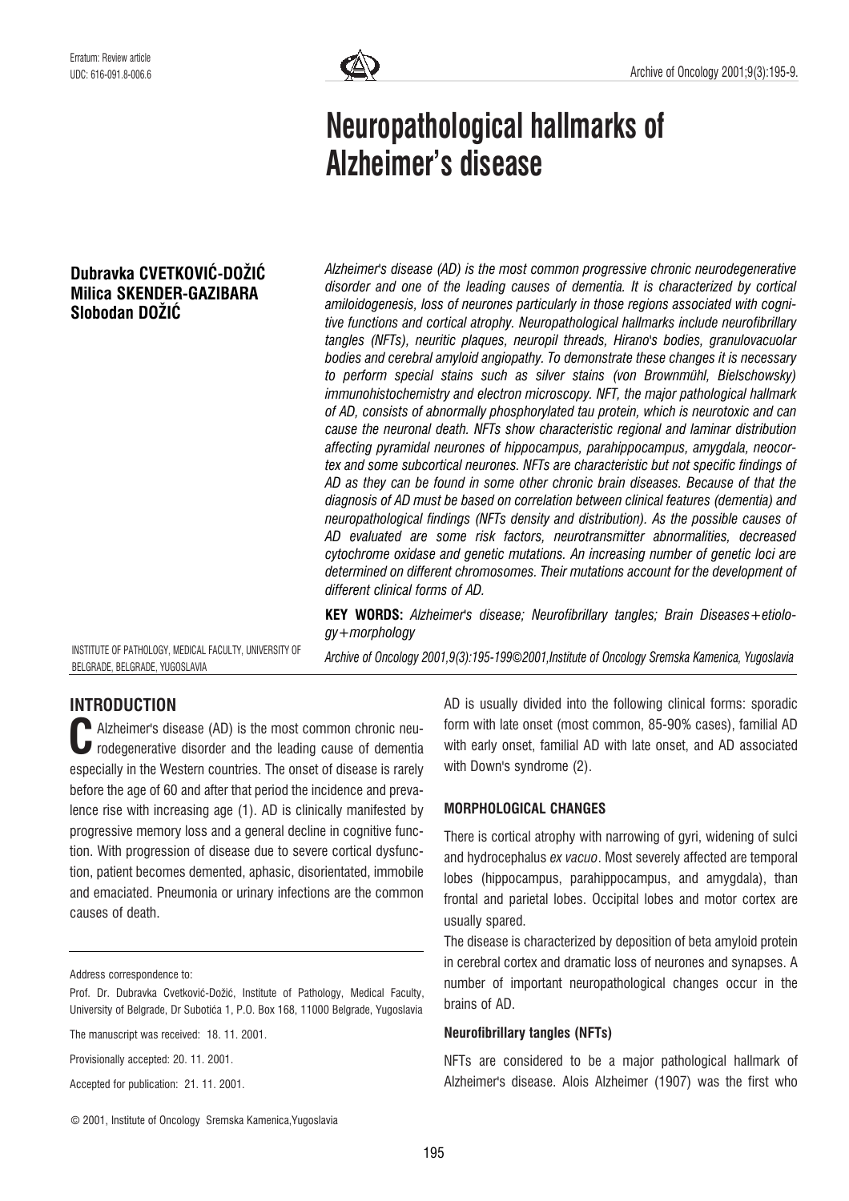Erratum: Review article
UDC: 616-091.8-006.6

# Neuropathological hallmarks of Alzheimer's disease

**Dubravka CVETKOVIĆ-DOŽIĆ**
**Milica SKENDER-GAZIBARA**
**Slobodan DOŽIĆ**

INSTITUTE OF PATHOLOGY, MEDICAL FACULTY, UNIVERSITY OF BELGRADE, BELGRADE, YUGOSLAVIA

*Alzheimer's disease (AD) is the most common progressive chronic neurodegenerative disorder and one of the leading causes of dementia. It is characterized by cortical amiloidogenesis, loss of neurones particularly in those regions associated with cognitive functions and cortical atrophy. Neuropathological hallmarks include neurofibrillary tangles (NFTs), neuritic plaques, neuropil threads, Hirano's bodies, granulovacuolar bodies and cerebral amyloid angiopathy. To demonstrate these changes it is necessary to perform special stains such as silver stains (von Brownmühl, Bielschowsky) immunohistochemistry and electron microscopy. NFT, the major pathological hallmark of AD, consists of abnormally phosphorylated tau protein, which is neurotoxic and can cause the neuronal death. NFTs show characteristic regional and laminar distribution affecting pyramidal neurones of hippocampus, parahippocampus, amygdala, neocortex and some subcortical neurones. NFTs are characteristic but not specific findings of AD as they can be found in some other chronic brain diseases. Because of that the diagnosis of AD must be based on correlation between clinical features (dementia) and neuropathological findings (NFTs density and distribution). As the possible causes of AD evaluated are some risk factors, neurotransmitter abnormalities, decreased cytochrome oxidase and genetic mutations. An increasing number of genetic loci are determined on different chromosomes. Their mutations account for the development of different clinical forms of AD.*

**KEY WORDS:** *Alzheimer's disease; Neurofibrillary tangles; Brain Diseases+etiology+morphology*

*Archive of Oncology 2001,9(3):195-199©2001,Institute of Oncology Sremska Kamenica, Yugoslavia*

## INTRODUCTION

Alzheimer's disease (AD) is the most common chronic neurodegenerative disorder and the leading cause of dementia especially in the Western countries. The onset of disease is rarely before the age of 60 and after that period the incidence and prevalence rise with increasing age (1). AD is clinically manifested by progressive memory loss and a general decline in cognitive function. With progression of disease due to severe cortical dysfunction, patient becomes demented, aphasic, disorientated, immobile and emaciated. Pneumonia or urinary infections are the common causes of death.

Address correspondence to:

Prof. Dr. Dubravka Cvetković-Dožić, Institute of Pathology, Medical Faculty, University of Belgrade, Dr Subotića 1, P.O. Box 168, 11000 Belgrade, Yugoslavia

The manuscript was received: 18. 11. 2001.

Provisionally accepted: 20. 11. 2001.

Accepted for publication: 21. 11. 2001.

© 2001, Institute of Oncology Sremska Kamenica,Yugoslavia

AD is usually divided into the following clinical forms: sporadic form with late onset (most common, 85-90% cases), familial AD with early onset, familial AD with late onset, and AD associated with Down's syndrome (2).

### MORPHOLOGICAL CHANGES

There is cortical atrophy with narrowing of gyri, widening of sulci and hydrocephalus *ex vacuo*. Most severely affected are temporal lobes (hippocampus, parahippocampus, and amygdala), than frontal and parietal lobes. Occipital lobes and motor cortex are usually spared.

The disease is characterized by deposition of beta amyloid protein in cerebral cortex and dramatic loss of neurones and synapses. A number of important neuropathological changes occur in the brains of AD.

#### Neurofibrillary tangles (NFTs)

NFTs are considered to be a major pathological hallmark of Alzheimer's disease. Alois Alzheimer (1907) was the first who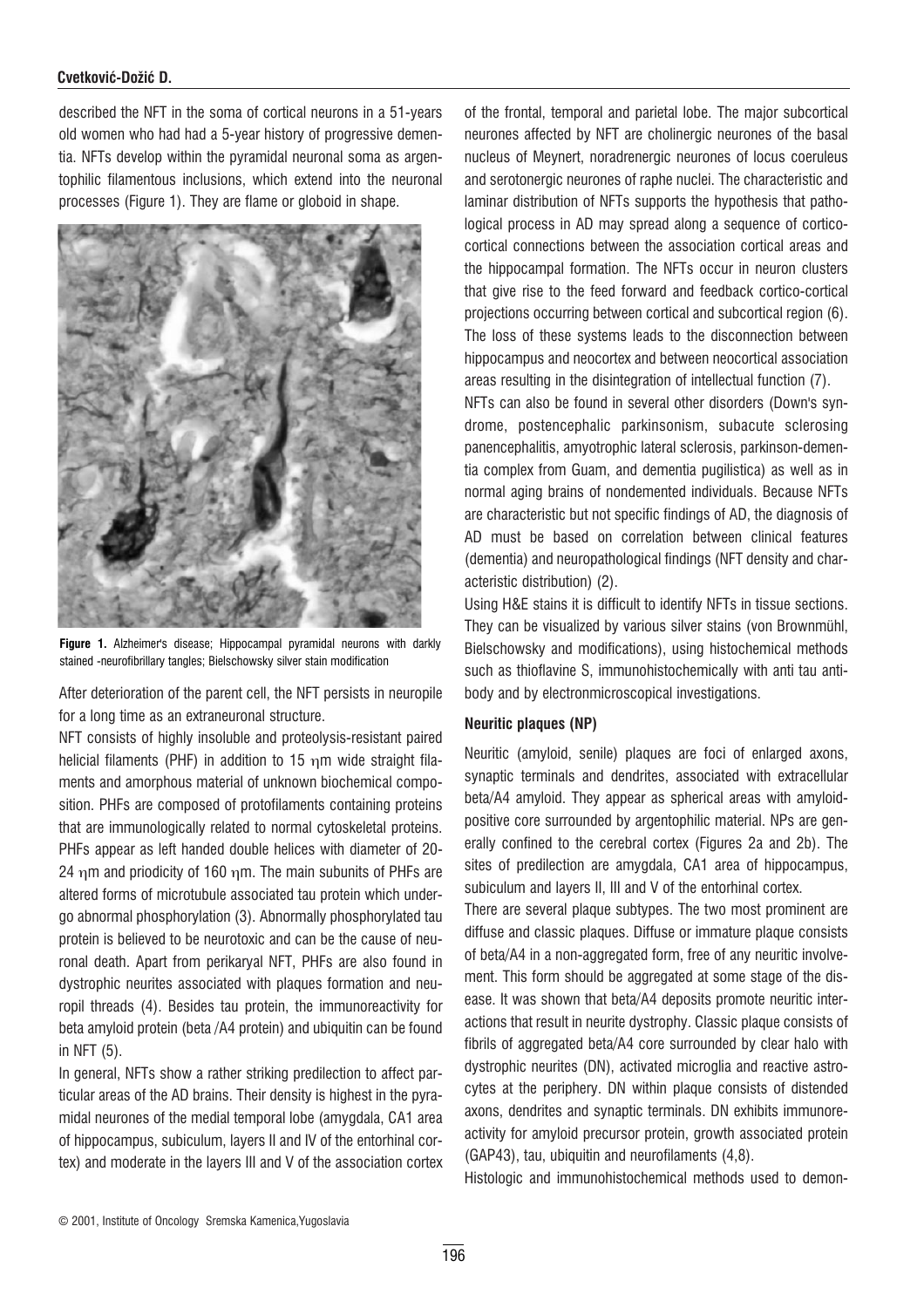described the NFT in the soma of cortical neurons in a 51-years old women who had had a 5-year history of progressive dementia. NFTs develop within the pyramidal neuronal soma as argentophilic filamentous inclusions, which extend into the neuronal processes (Figure 1). They are flame or globoid in shape.

**Figure 1.** Alzheimer's disease; Hippocampal pyramidal neurons with darkly stained -neurofibrillary tangles; Bielschowsky silver stain modification

After deterioration of the parent cell, the NFT persists in neuropile for a long time as an extraneuronal structure.

NFT consists of highly insoluble and proteolysis-resistant paired helicial filaments (PHF) in addition to 15 ηm wide straight filaments and amorphous material of unknown biochemical composition. PHFs are composed of protofilaments containing proteins that are immunologically related to normal cytoskeletal proteins. PHFs appear as left handed double helices with diameter of 20-24 ηm and priodicity of 160 ηm. The main subunits of PHFs are altered forms of microtubule associated tau protein which undergo abnormal phosphorylation (3). Abnormally phosphorylated tau protein is believed to be neurotoxic and can be the cause of neuronal death. Apart from perikaryal NFT, PHFs are also found in dystrophic neurites associated with plaques formation and neuropil threads (4). Besides tau protein, the immunoreactivity for beta amyloid protein (beta /A4 protein) and ubiquitin can be found in NFT (5).

In general, NFTs show a rather striking predilection to affect particular areas of the AD brains. Their density is highest in the pyramidal neurones of the medial temporal lobe (amygdala, CA1 area of hippocampus, subiculum, layers II and IV of the entorhinal cortex) and moderate in the layers III and V of the association cortex of the frontal, temporal and parietal lobe. The major subcortical neurones affected by NFT are cholinergic neurones of the basal nucleus of Meynert, noradrenergic neurones of locus coeruleus and serotonergic neurones of raphe nuclei. The characteristic and laminar distribution of NFTs supports the hypothesis that pathological process in AD may spread along a sequence of cortico-cortical connections between the association cortical areas and the hippocampal formation. The NFTs occur in neuron clusters that give rise to the feed forward and feedback cortico-cortical projections occurring between cortical and subcortical region (6). The loss of these systems leads to the disconnection between hippocampus and neocortex and between neocortical association areas resulting in the disintegration of intellectual function (7).

NFTs can also be found in several other disorders (Down's syndrome, postencephalic parkinsonism, subacute sclerosing panencephalitis, amyotrophic lateral sclerosis, parkinson-dementia complex from Guam, and dementia pugilistica) as well as in normal aging brains of nondemented individuals. Because NFTs are characteristic but not specific findings of AD, the diagnosis of AD must be based on correlation between clinical features (dementia) and neuropathological findings (NFT density and characteristic distribution) (2).

Using H&E stains it is difficult to identify NFTs in tissue sections. They can be visualized by various silver stains (von Brownmühl, Bielschowsky and modifications), using histochemical methods such as thioflavine S, immunohistochemically with anti tau antibody and by electronmicroscopical investigations.

### Neuritic plaques (NP)

Neuritic (amyloid, senile) plaques are foci of enlarged axons, synaptic terminals and dendrites, associated with extracellular beta/A4 amyloid. They appear as spherical areas with amyloid-positive core surrounded by argentophilic material. NPs are generally confined to the cerebral cortex (Figures 2a and 2b). The sites of predilection are amygdala, CA1 area of hippocampus, subiculum and layers II, III and V of the entorhinal cortex.

There are several plaque subtypes. The two most prominent are diffuse and classic plaques. Diffuse or immature plaque consists of beta/A4 in a non-aggregated form, free of any neuritic involvement. This form should be aggregated at some stage of the disease. It was shown that beta/A4 deposits promote neuritic interactions that result in neurite dystrophy. Classic plaque consists of fibrils of aggregated beta/A4 core surrounded by clear halo with dystrophic neurites (DN), activated microglia and reactive astrocytes at the periphery. DN within plaque consists of distended axons, dendrites and synaptic terminals. DN exhibits immunoreactivity for amyloid precursor protein, growth associated protein (GAP43), tau, ubiquitin and neurofilaments (4,8).

Histologic and immunohistochemical methods used to demon-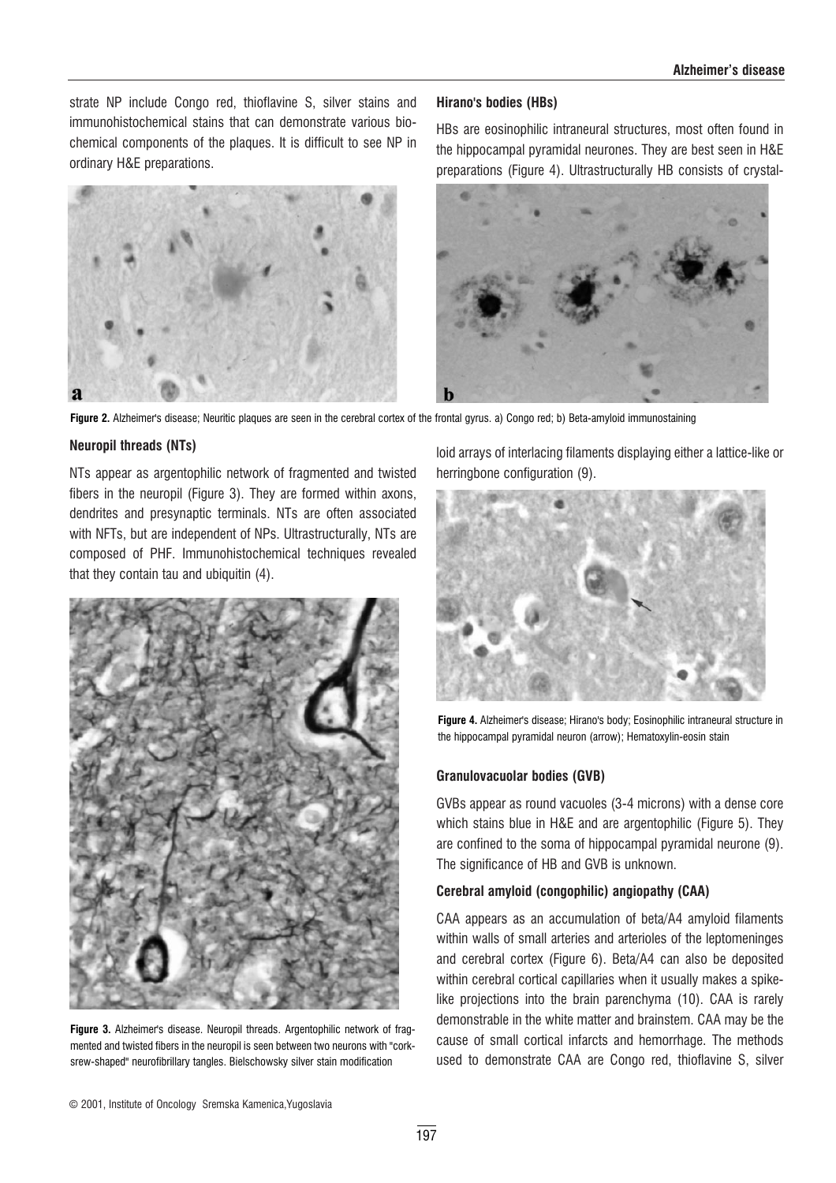strate NP include Congo red, thioflavine S, silver stains and immunohistochemical stains that can demonstrate various biochemical components of the plaques. It is difficult to see NP in ordinary H&E preparations.

**Figure 2.** Alzheimer's disease; Neuritic plaques are seen in the cerebral cortex of the frontal gyrus. a) Congo red; b) Beta-amyloid immunostaining

### Neuropil threads (NTs)

NTs appear as argentophilic network of fragmented and twisted fibers in the neuropil (Figure 3). They are formed within axons, dendrites and presynaptic terminals. NTs are often associated with NFTs, but are independent of NPs. Ultrastructurally, NTs are composed of PHF. Immunohistochemical techniques revealed that they contain tau and ubiquitin (4).

**Figure 3.** Alzheimer's disease. Neuropil threads. Argentophilic network of fragmented and twisted fibers in the neuropil is seen between two neurons with "corksrew-shaped" neurofibrillary tangles. Bielschowsky silver stain modification

### Hirano's bodies (HBs)

HBs are eosinophilic intraneural structures, most often found in the hippocampal pyramidal neurones. They are best seen in H&E preparations (Figure 4). Ultrastructurally HB consists of crystalloid arrays of interlacing filaments displaying either a lattice-like or herringbone configuration (9).

**Figure 4.** Alzheimer's disease; Hirano's body; Eosinophilic intraneural structure in the hippocampal pyramidal neuron (arrow); Hematoxylin-eosin stain

### Granulovacuolar bodies (GVB)

GVBs appear as round vacuoles (3-4 microns) with a dense core which stains blue in H&E and are argentophilic (Figure 5). They are confined to the soma of hippocampal pyramidal neurone (9). The significance of HB and GVB is unknown.

### Cerebral amyloid (congophilic) angiopathy (CAA)

CAA appears as an accumulation of beta/A4 amyloid filaments within walls of small arteries and arterioles of the leptomeninges and cerebral cortex (Figure 6). Beta/A4 can also be deposited within cerebral cortical capillaries when it usually makes a spike-like projections into the brain parenchyma (10). CAA is rarely demonstrable in the white matter and brainstem. CAA may be the cause of small cortical infarcts and hemorrhage. The methods used to demonstrate CAA are Congo red, thioflavine S, silver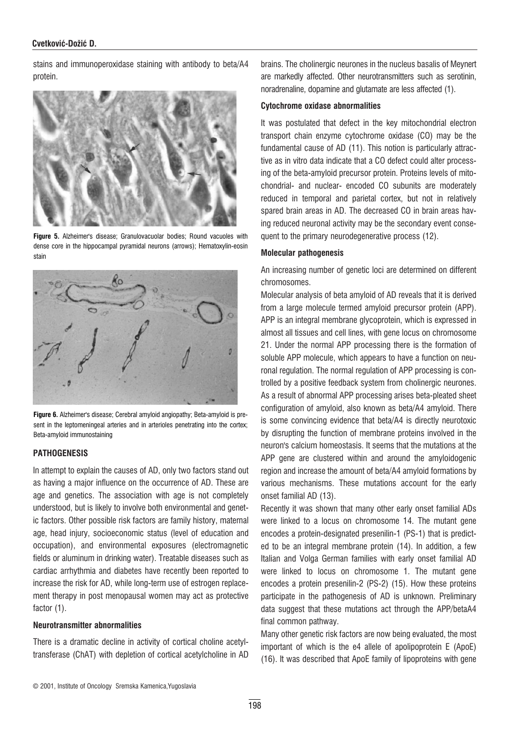stains and immunoperoxidase staining with antibody to beta/A4 protein.

**Figure 5.** Alzheimer's disease; Granulovacuolar bodies; Round vacuoles with dense core in the hippocampal pyramidal neurons (arrows); Hematoxylin-eosin stain

**Figure 6.** Alzheimer's disease; Cerebral amyloid angiopathy; Beta-amyloid is present in the leptomeningeal arteries and in arterioles penetrating into the cortex; Beta-amyloid immunostaining

## PATHOGENESIS

In attempt to explain the causes of AD, only two factors stand out as having a major influence on the occurrence of AD. These are age and genetics. The association with age is not completely understood, but is likely to involve both environmental and genetic factors. Other possible risk factors are family history, maternal age, head injury, socioeconomic status (level of education and occupation), and environmental exposures (electromagnetic fields or aluminum in drinking water). Treatable diseases such as cardiac arrhythmia and diabetes have recently been reported to increase the risk for AD, while long-term use of estrogen replacement therapy in post menopausal women may act as protective factor (1).

### Neurotransmitter abnormalities

There is a dramatic decline in activity of cortical choline acetyltransferase (ChAT) with depletion of cortical acetylcholine in AD brains. The cholinergic neurones in the nucleus basalis of Meynert are markedly affected. Other neurotransmitters such as serotinin, noradrenaline, dopamine and glutamate are less affected (1).

### Cytochrome oxidase abnormalities

It was postulated that defect in the key mitochondrial electron transport chain enzyme cytochrome oxidase (CO) may be the fundamental cause of AD (11). This notion is particularly attractive as in vitro data indicate that a CO defect could alter processing of the beta-amyloid precursor protein. Proteins levels of mitochondrial- and nuclear- encoded CO subunits are moderately reduced in temporal and parietal cortex, but not in relatively spared brain areas in AD. The decreased CO in brain areas having reduced neuronal activity may be the secondary event consequent to the primary neurodegenerative process (12).

### Molecular pathogenesis

An increasing number of genetic loci are determined on different chromosomes.

Molecular analysis of beta amyloid of AD reveals that it is derived from a large molecule termed amyloid precursor protein (APP). APP is an integral membrane glycoprotein, which is expressed in almost all tissues and cell lines, with gene locus on chromosome 21. Under the normal APP processing there is the formation of soluble APP molecule, which appears to have a function on neuronal regulation. The normal regulation of APP processing is controlled by a positive feedback system from cholinergic neurones. As a result of abnormal APP processing arises beta-pleated sheet configuration of amyloid, also known as beta/A4 amyloid. There is some convincing evidence that beta/A4 is directly neurotoxic by disrupting the function of membrane proteins involved in the neuron's calcium homeostasis. It seems that the mutations at the APP gene are clustered within and around the amyloidogenic region and increase the amount of beta/A4 amyloid formations by various mechanisms. These mutations account for the early onset familial AD (13).

Recently it was shown that many other early onset familial ADs were linked to a locus on chromosome 14. The mutant gene encodes a protein-designated presenilin-1 (PS-1) that is predicted to be an integral membrane protein (14). In addition, a few Italian and Volga German families with early onset familial AD were linked to locus on chromosome 1. The mutant gene encodes a protein presenilin-2 (PS-2) (15). How these proteins participate in the pathogenesis of AD is unknown. Preliminary data suggest that these mutations act through the APP/betaA4 final common pathway.

Many other genetic risk factors are now being evaluated, the most important of which is the e4 allele of apolipoprotein E (ApoE) (16). It was described that ApoE family of lipoproteins with gene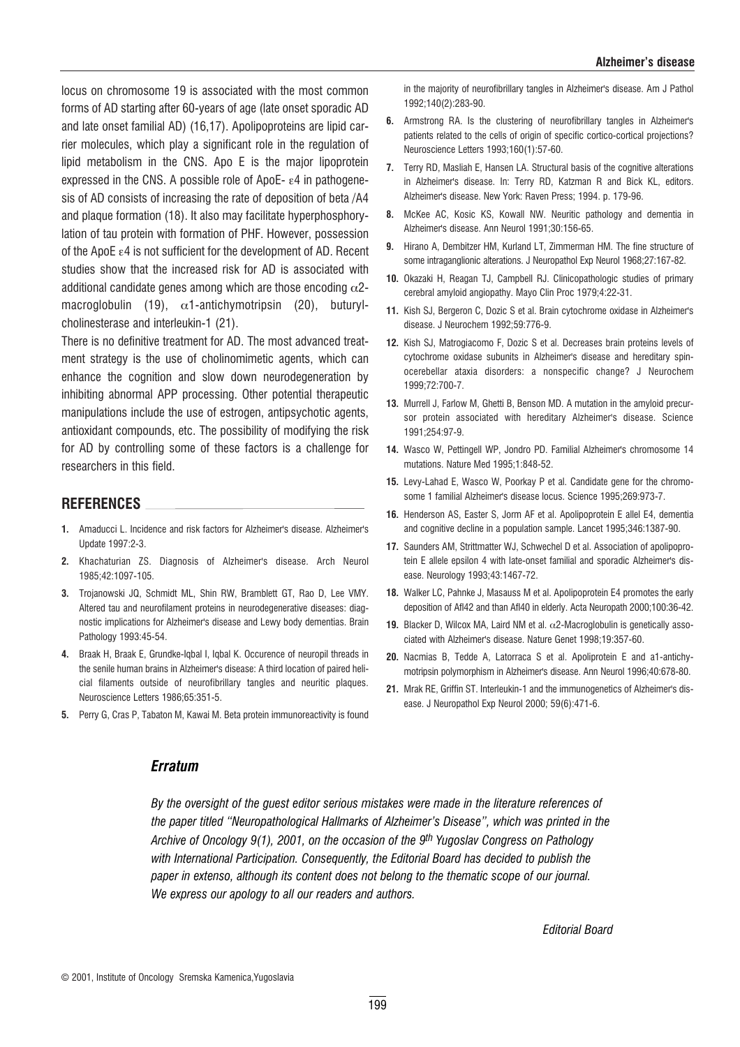locus on chromosome 19 is associated with the most common forms of AD starting after 60-years of age (late onset sporadic AD and late onset familial AD) (16,17). Apolipoproteins are lipid carrier molecules, which play a significant role in the regulation of lipid metabolism in the CNS. Apo E is the major lipoprotein expressed in the CNS. A possible role of ApoE- $\varepsilon 4$ in pathogenesis of AD consists of increasing the rate of deposition of beta /A4 and plaque formation (18). It also may facilitate hyperphosphorylation of tau protein with formation of PHF. However, possession of the ApoE $\varepsilon 4$ is not sufficient for the development of AD. Recent studies show that the increased risk for AD is associated with additional candidate genes among which are those encoding $\alpha 2$-macroglobulin (19), $\alpha 1$-antichymotripsin (20), butyrylcholinesterase and interleukin-1 (21).

There is no definitive treatment for AD. The most advanced treatment strategy is the use of cholinomimetic agents, which can enhance the cognition and slow down neurodegeneration by inhibiting abnormal APP processing. Other potential therapeutic manipulations include the use of estrogen, antipsychotic agents, antioxidant compounds, etc. The possibility of modifying the risk for AD by controlling some of these factors is a challenge for researchers in this field.

## REFERENCES

1. Amaducci L. Incidence and risk factors for Alzheimer's disease. Alzheimer's Update 1997:2-3.
2. Khachaturian ZS. Diagnosis of Alzheimer's disease. Arch Neurol 1985;42:1097-105.
3. Trojanowski JQ, Schmidt ML, Shin RW, Bramblett GT, Rao D, Lee VMY. Altered tau and neurofilament proteins in neurodegenerative diseases: diagnostic implications for Alzheimer's disease and Lewy body dementias. Brain Pathology 1993:45-54.
4. Braak H, Braak E, Grundke-Iqbal I, Iqbal K. Occurence of neuropil threads in the senile human brains in Alzheimer's disease: A third location of paired helicial filaments outside of neurofibrillary tangles and neuritic plaques. Neuroscience Letters 1986;65:351-5.
5. Perry G, Cras P, Tabaton M, Kawai M. Beta protein immunoreactivity is found in the majority of neurofibrillary tangles in Alzheimer's disease. Am J Pathol 1992;140(2):283-90.
6. Armstrong RA. Is the clustering of neurofibrillary tangles in Alzheimer's patients related to the cells of origin of specific cortico-cortical projections? Neuroscience Letters 1993;160(1):57-60.
7. Terry RD, Masliah E, Hansen LA. Structural basis of the cognitive alterations in Alzheimer's disease. In: Terry RD, Katzman R and Bick KL, editors. Alzheimer's disease. New York: Raven Press; 1994. p. 179-96.
8. McKee AC, Kosic KS, Kowall NW. Neuritic pathology and dementia in Alzheimer's disease. Ann Neurol 1991;30:156-65.
9. Hirano A, Dembitzer HM, Kurland LT, Zimmerman HM. The fine structure of some intraganglionic alterations. J Neuropatol Exp Neurol 1968;27:167-82.
10. Okazaki H, Reagan TJ, Campbell RJ. Clinicopathologic studies of primary cerebral amyloid angiopathy. Mayo Clin Proc 1979;4:22-31.
11. Kish SJ, Bergeron C, Dozic S et al. Brain cytochrome oxidase in Alzheimer's disease. J Neurochem 1992;59:776-9.
12. Kish SJ, Matrogiacomo F, Dozic S et al. Decreases brain proteins levels of cytochrome oxidase subunits in Alzheimer's disease and hereditary spinocerebellar ataxia disorders: a nonspecific change? J Neurochem 1999;72:700-7.
13. Murrell J, Farlow M, Ghetti B, Benson MD. A mutation in the amyloid precursor protein associated with hereditary Alzheimer's disease. Science 1991;254:97-9.
14. Wasco W, Pettingell WP, Jondro PD. Familial Alzheimer's chromosome 14 mutations. Nature Med 1995;1:848-52.
15. Levy-Lahad E, Wasco W, Poorkay P et al. Candidate gene for the chromosome 1 familial Alzheimer's disease locus. Science 1995;269:973-7.
16. Henderson AS, Easter S, Jorm AF et al. Apolipoprotein E allel E4, dementia and cognitive decline in a population sample. Lancet 1995;346:1387-90.
17. Saunders AM, Strittmatter WJ, Schwechel D et al. Association of apolipoprotein E allele epsilon 4 with late-onset familial and sporadic Alzheimer's disease. Neurology 1993;43:1467-72.
18. Walker LC, Pahnke J, Masauss M et al. Apolipoprotein E4 promotes the early deposition of Afl42 and than Afl40 in elderly. Acta Neuropath 2000;100:36-42.
19. Blacker D, Wilcox MA, Laird NM et al. $\alpha 2$-Macroglobulin is genetically associated with Alzheimer's disease. Nature Genet 1998;19:357-60.
20. Nacmias B, Tedde A, Latorraca S et al. Apoliprotein E and a1-antichymotripsin polymorphism in Alzheimer's disease. Ann Neurol 1996;40:678-80.
21. Mrak RE, Griffin ST. Interleukin-1 and the immunogenetics of Alzheimer's disease. J Neuropathol Exp Neurol 2000; 59(6):471-6.

### *Erratum*

*By the oversight of the guest editor serious mistakes were made in the literature references of the paper titled ''Neuropathological Hallmarks of Alzheimer's Disease'', which was printed in the Archive of Oncology 9(1), 2001, on the occasion of the 9th Yugoslav Congress on Pathology with International Participation. Consequently, the Editorial Board has decided to publish the paper in extenso, although its content does not belong to the thematic scope of our journal. We express our apology to all our readers and authors.*

*Editorial Board*

© 2001, Institute of Oncology Sremska Kamenica,Yugoslavia